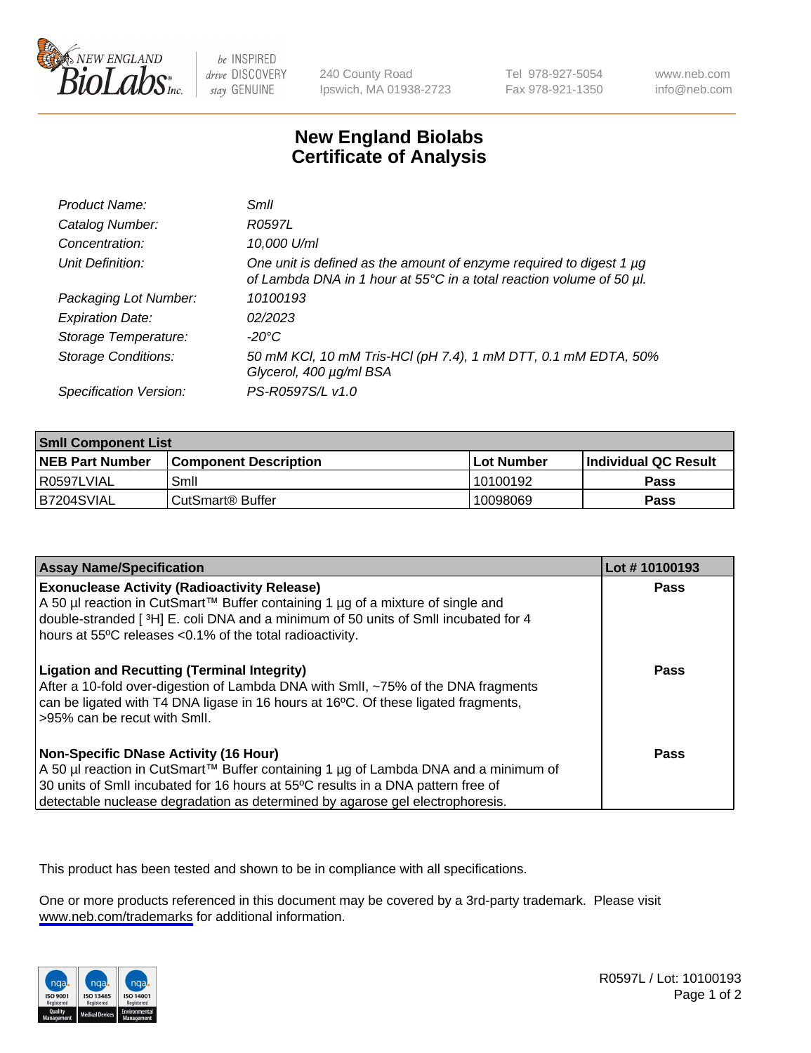240 County Road
Ipswich, MA 01938-2723

Tel 978-927-5054
Fax 978-921-1350

www.neb.com
info@neb.com

# New England Biolabs
# Certificate of Analysis

| | |
|---|---|
| *Product Name:* | *SmlI* |
| *Catalog Number:* | *R0597L* |
| *Concentration:* | *10,000 U/ml* |
| *Unit Definition:* | *One unit is defined as the amount of enzyme required to digest 1 µg of Lambda DNA in 1 hour at 55°C in a total reaction volume of 50 µl.* |
| *Packaging Lot Number:* | *10100193* |
| *Expiration Date:* | *02/2023* |
| *Storage Temperature:* | *-20°C* |
| *Storage Conditions:* | *50 mM KCl, 10 mM Tris-HCl (pH 7.4), 1 mM DTT, 0.1 mM EDTA, 50% Glycerol, 400 µg/ml BSA* |
| *Specification Version:* | *PS-R0597S/L v1.0* |

| **SmlI Component List** | | | |
|---|---|---|---|
| **NEB Part Number** | **Component Description** | **Lot Number** | **Individual QC Result** |
| R0597LVIAL | SmlI | 10100192 | **Pass** |
| B7204SVIAL | CutSmart® Buffer | 10098069 | **Pass** |

| **Assay Name/Specification** | **Lot # 10100193** |
|---|---|
| **Exonuclease Activity (Radioactivity Release)**<br>A 50 µl reaction in CutSmart™ Buffer containing 1 µg of a mixture of single and double-stranded [ $^3$H] E. coli DNA and a minimum of 50 units of SmlI incubated for 4 hours at 55ºC releases <0.1% of the total radioactivity. | **Pass** |
| **Ligation and Recutting (Terminal Integrity)**<br>After a 10-fold over-digestion of Lambda DNA with SmlI, ~75% of the DNA fragments can be ligated with T4 DNA ligase in 16 hours at 16ºC. Of these ligated fragments, >95% can be recut with SmlI. | **Pass** |
| **Non-Specific DNase Activity (16 Hour)**<br>A 50 µl reaction in CutSmart™ Buffer containing 1 µg of Lambda DNA and a minimum of 30 units of SmlI incubated for 16 hours at 55ºC results in a DNA pattern free of detectable nuclease degradation as determined by agarose gel electrophoresis. | **Pass** |

This product has been tested and shown to be in compliance with all specifications.

One or more products referenced in this document may be covered by a 3rd-party trademark. Please visit www.neb.com/trademarks for additional information.

R0597L / Lot: 10100193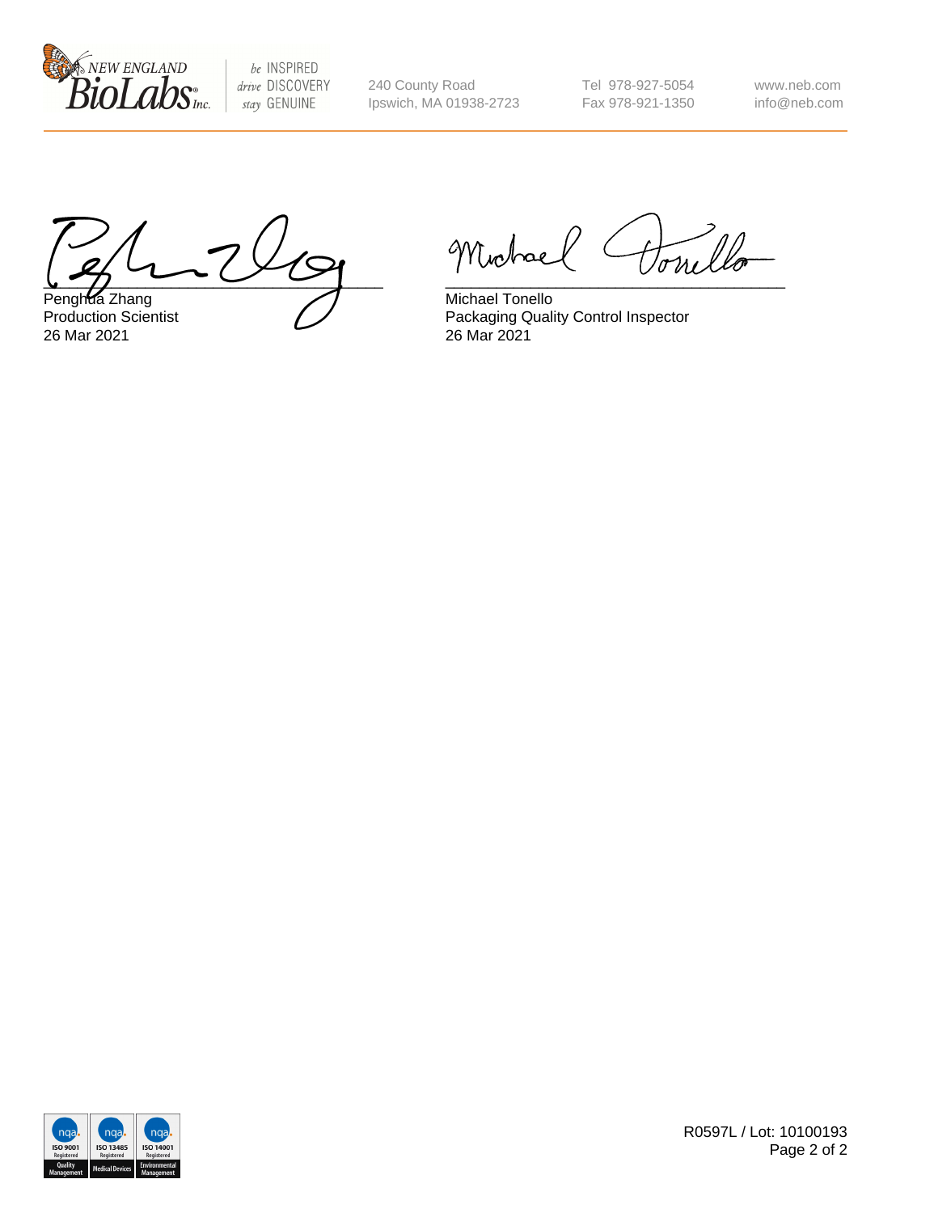be INSPIRED
drive DISCOVERY
stay GENUINE

240 County Road
Ipswich, MA 01938-2723

Tel 978-927-5054
Fax 978-921-1350

www.neb.com
info@neb.com

Penghua Zhang
Production Scientist
26 Mar 2021

Michael Tonello
Packaging Quality Control Inspector
26 Mar 2021

R0597L / Lot: 10100193